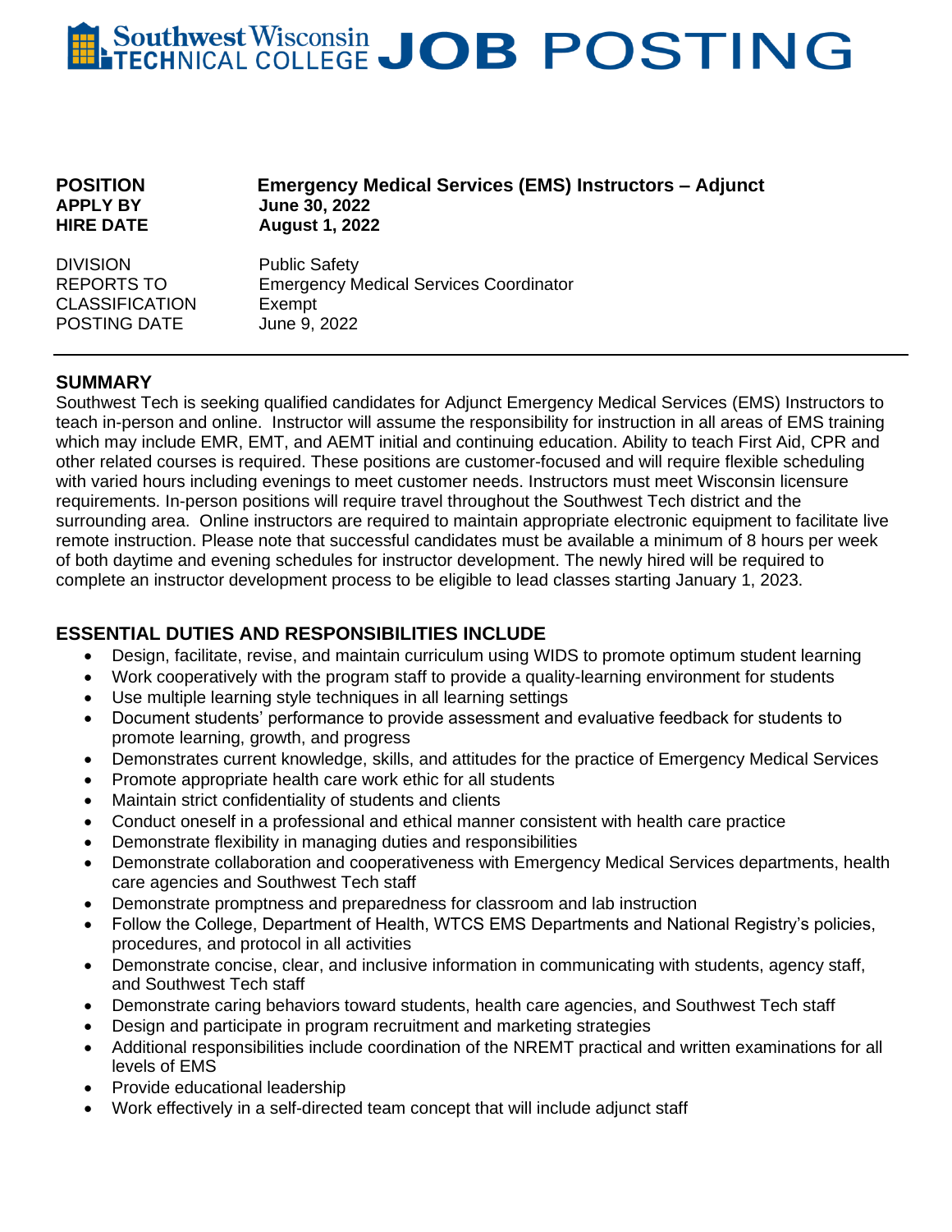# Southwest Wisconsin TECHNICAL COLLEGE JOB POSTING

| | |
|---|---|
| **POSITION** | **Emergency Medical Services (EMS) Instructors – Adjunct** |
| **APPLY BY** | **June 30, 2022** |
| **HIRE DATE** | **August 1, 2022** |
| DIVISION | Public Safety |
| REPORTS TO | Emergency Medical Services Coordinator |
| CLASSIFICATION | Exempt |
| POSTING DATE | June 9, 2022 |

---

## SUMMARY

Southwest Tech is seeking qualified candidates for Adjunct Emergency Medical Services (EMS) Instructors to teach in-person and online. Instructor will assume the responsibility for instruction in all areas of EMS training which may include EMR, EMT, and AEMT initial and continuing education. Ability to teach First Aid, CPR and other related courses is required. These positions are customer-focused and will require flexible scheduling with varied hours including evenings to meet customer needs. Instructors must meet Wisconsin licensure requirements. In-person positions will require travel throughout the Southwest Tech district and the surrounding area. Online instructors are required to maintain appropriate electronic equipment to facilitate live remote instruction. Please note that successful candidates must be available a minimum of 8 hours per week of both daytime and evening schedules for instructor development. The newly hired will be required to complete an instructor development process to be eligible to lead classes starting January 1, 2023.

## ESSENTIAL DUTIES AND RESPONSIBILITIES INCLUDE

- Design, facilitate, revise, and maintain curriculum using WIDS to promote optimum student learning
- Work cooperatively with the program staff to provide a quality-learning environment for students
- Use multiple learning style techniques in all learning settings
- Document students' performance to provide assessment and evaluative feedback for students to promote learning, growth, and progress
- Demonstrates current knowledge, skills, and attitudes for the practice of Emergency Medical Services
- Promote appropriate health care work ethic for all students
- Maintain strict confidentiality of students and clients
- Conduct oneself in a professional and ethical manner consistent with health care practice
- Demonstrate flexibility in managing duties and responsibilities
- Demonstrate collaboration and cooperativeness with Emergency Medical Services departments, health care agencies and Southwest Tech staff
- Demonstrate promptness and preparedness for classroom and lab instruction
- Follow the College, Department of Health, WTCS EMS Departments and National Registry's policies, procedures, and protocol in all activities
- Demonstrate concise, clear, and inclusive information in communicating with students, agency staff, and Southwest Tech staff
- Demonstrate caring behaviors toward students, health care agencies, and Southwest Tech staff
- Design and participate in program recruitment and marketing strategies
- Additional responsibilities include coordination of the NREMT practical and written examinations for all levels of EMS
- Provide educational leadership
- Work effectively in a self-directed team concept that will include adjunct staff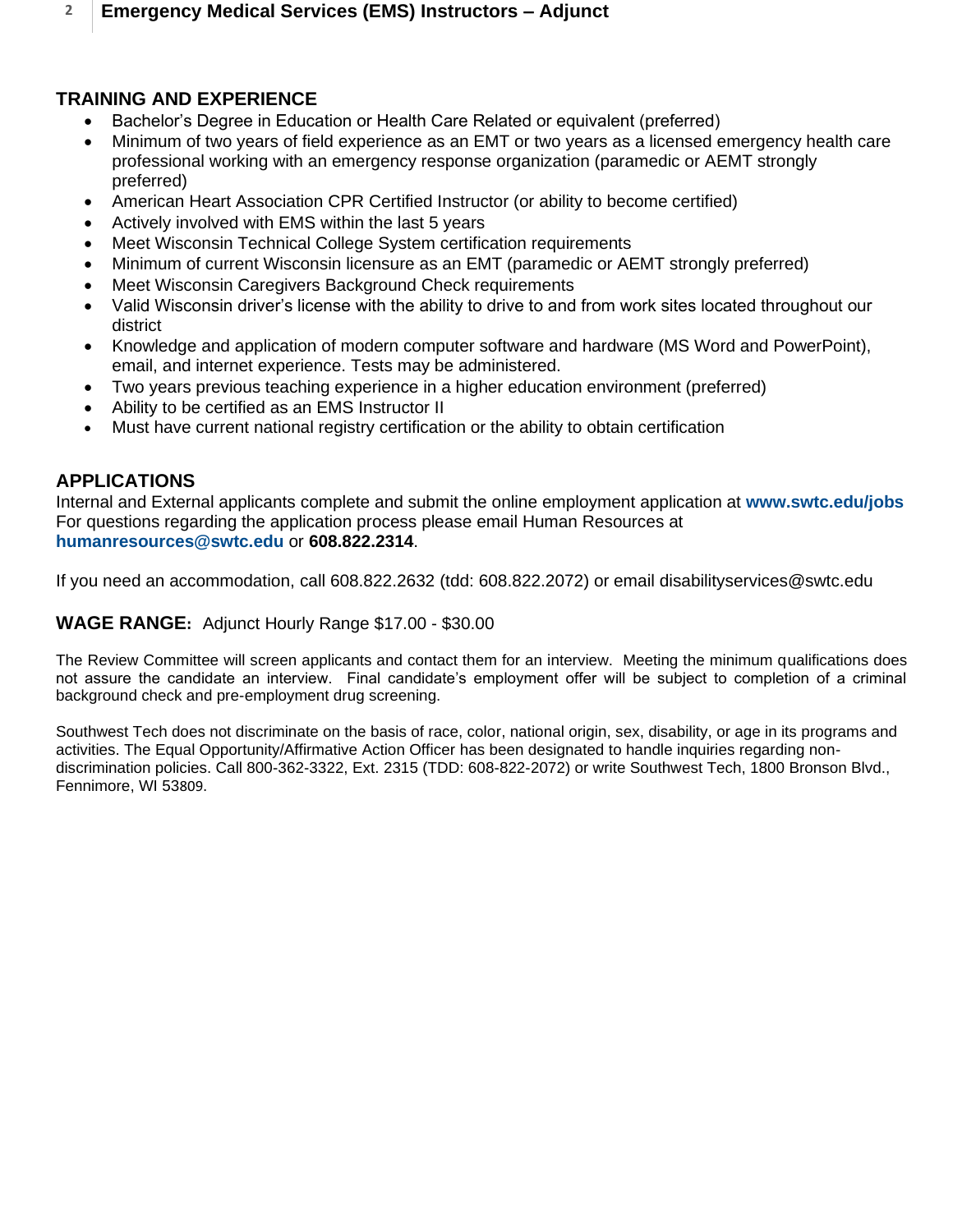## TRAINING AND EXPERIENCE

- Bachelor's Degree in Education or Health Care Related or equivalent (preferred)
- Minimum of two years of field experience as an EMT or two years as a licensed emergency health care professional working with an emergency response organization (paramedic or AEMT strongly preferred)
- American Heart Association CPR Certified Instructor (or ability to become certified)
- Actively involved with EMS within the last 5 years
- Meet Wisconsin Technical College System certification requirements
- Minimum of current Wisconsin licensure as an EMT (paramedic or AEMT strongly preferred)
- Meet Wisconsin Caregivers Background Check requirements
- Valid Wisconsin driver's license with the ability to drive to and from work sites located throughout our district
- Knowledge and application of modern computer software and hardware (MS Word and PowerPoint), email, and internet experience. Tests may be administered.
- Two years previous teaching experience in a higher education environment (preferred)
- Ability to be certified as an EMS Instructor II
- Must have current national registry certification or the ability to obtain certification

## APPLICATIONS

Internal and External applicants complete and submit the online employment application at **www.swtc.edu/jobs**
For questions regarding the application process please email Human Resources at **humanresources@swtc.edu** or **608.822.2314**.

If you need an accommodation, call 608.822.2632 (tdd: 608.822.2072) or email disabilityservices@swtc.edu

**WAGE RANGE:** Adjunct Hourly Range $17.00 - $30.00

The Review Committee will screen applicants and contact them for an interview. Meeting the minimum qualifications does not assure the candidate an interview. Final candidate's employment offer will be subject to completion of a criminal background check and pre-employment drug screening.

Southwest Tech does not discriminate on the basis of race, color, national origin, sex, disability, or age in its programs and activities. The Equal Opportunity/Affirmative Action Officer has been designated to handle inquiries regarding non-discrimination policies. Call 800-362-3322, Ext. 2315 (TDD: 608-822-2072) or write Southwest Tech, 1800 Bronson Blvd., Fennimore, WI 53809.